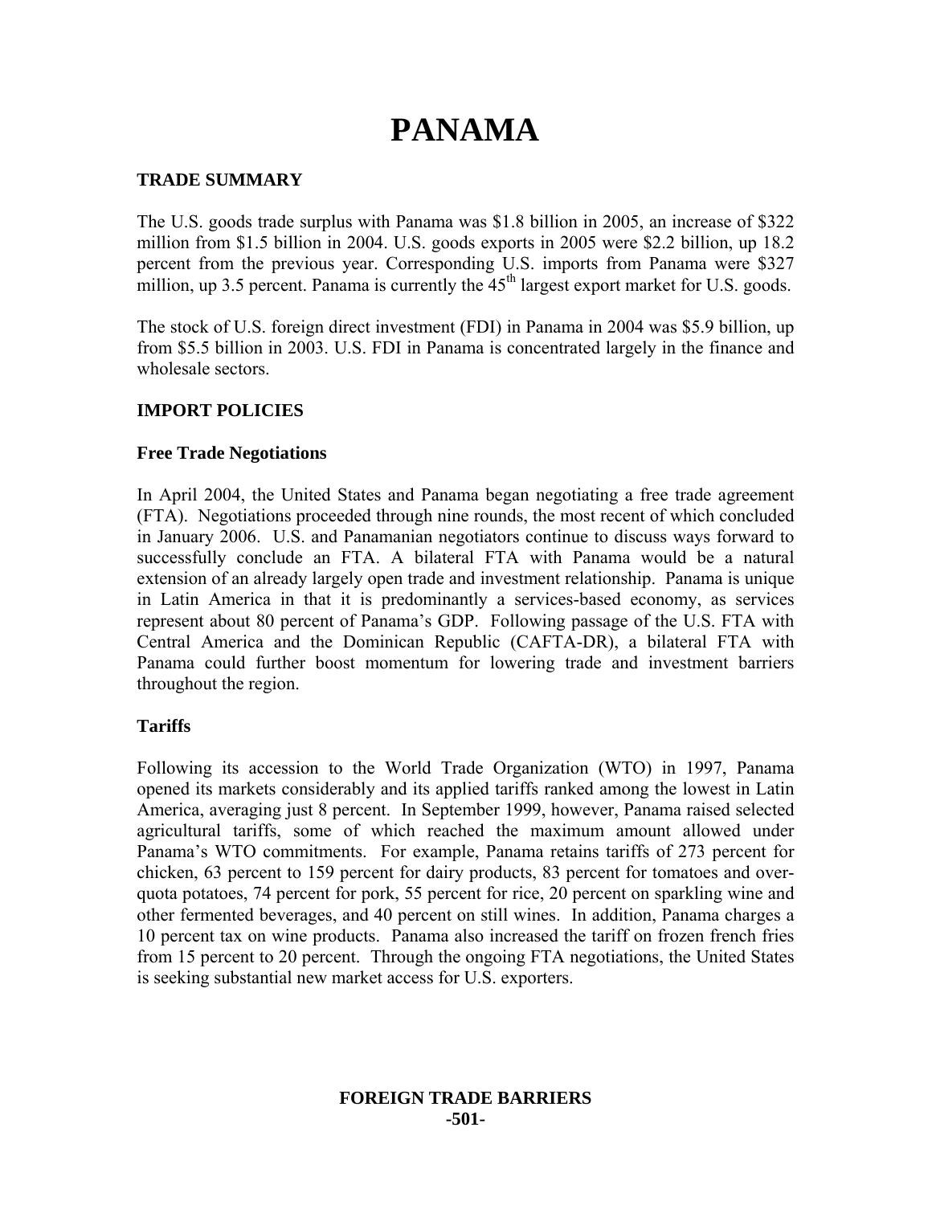# PANAMA

## TRADE SUMMARY

The U.S. goods trade surplus with Panama was $1.8 billion in 2005, an increase of $322 million from $1.5 billion in 2004. U.S. goods exports in 2005 were $2.2 billion, up 18.2 percent from the previous year. Corresponding U.S. imports from Panama were $327 million, up 3.5 percent. Panama is currently the 45th largest export market for U.S. goods.

The stock of U.S. foreign direct investment (FDI) in Panama in 2004 was $5.9 billion, up from $5.5 billion in 2003. U.S. FDI in Panama is concentrated largely in the finance and wholesale sectors.

## IMPORT POLICIES

### Free Trade Negotiations

In April 2004, the United States and Panama began negotiating a free trade agreement (FTA). Negotiations proceeded through nine rounds, the most recent of which concluded in January 2006. U.S. and Panamanian negotiators continue to discuss ways forward to successfully conclude an FTA. A bilateral FTA with Panama would be a natural extension of an already largely open trade and investment relationship. Panama is unique in Latin America in that it is predominantly a services-based economy, as services represent about 80 percent of Panama's GDP. Following passage of the U.S. FTA with Central America and the Dominican Republic (CAFTA-DR), a bilateral FTA with Panama could further boost momentum for lowering trade and investment barriers throughout the region.

### Tariffs

Following its accession to the World Trade Organization (WTO) in 1997, Panama opened its markets considerably and its applied tariffs ranked among the lowest in Latin America, averaging just 8 percent. In September 1999, however, Panama raised selected agricultural tariffs, some of which reached the maximum amount allowed under Panama's WTO commitments. For example, Panama retains tariffs of 273 percent for chicken, 63 percent to 159 percent for dairy products, 83 percent for tomatoes and over-quota potatoes, 74 percent for pork, 55 percent for rice, 20 percent on sparkling wine and other fermented beverages, and 40 percent on still wines. In addition, Panama charges a 10 percent tax on wine products. Panama also increased the tariff on frozen french fries from 15 percent to 20 percent. Through the ongoing FTA negotiations, the United States is seeking substantial new market access for U.S. exporters.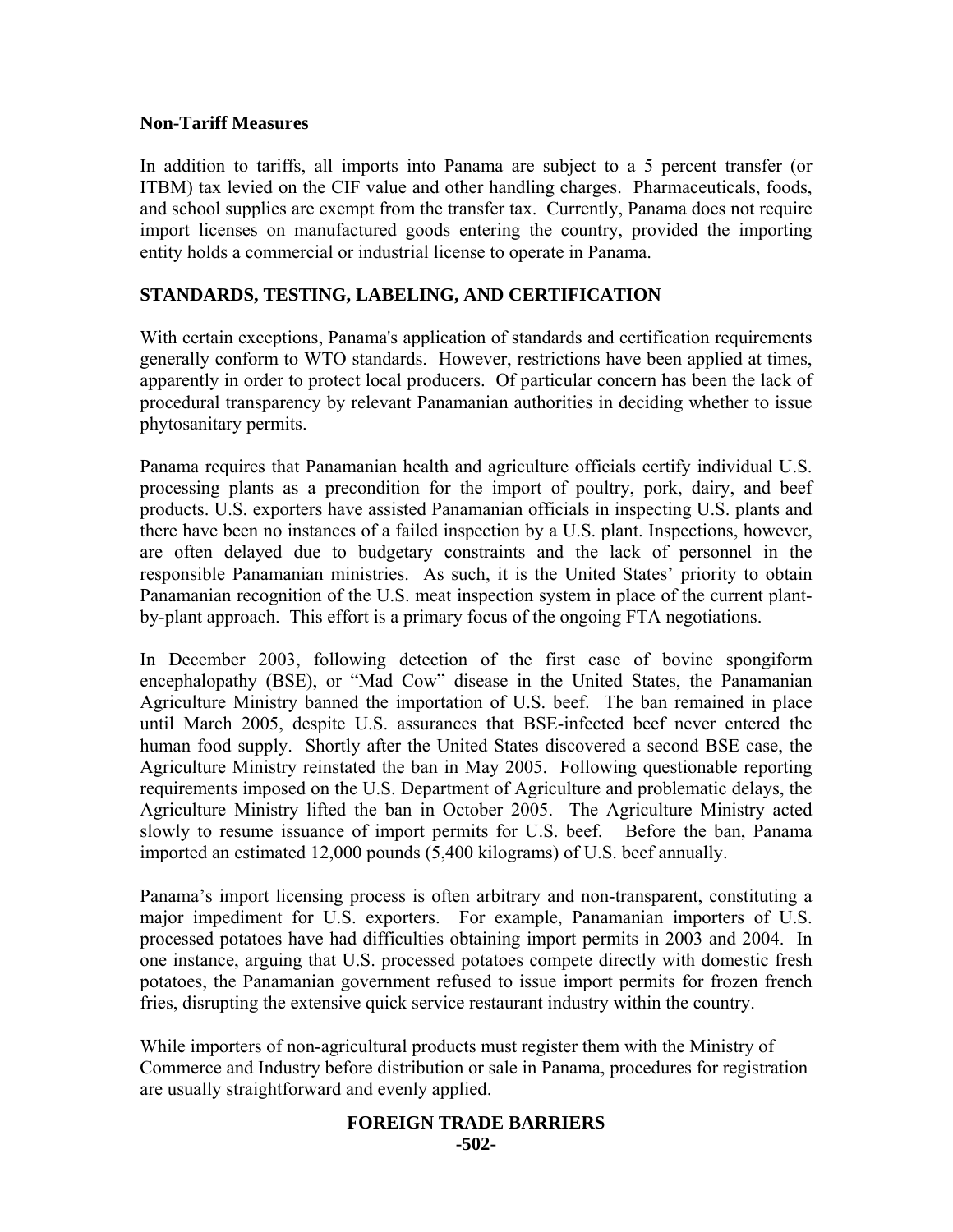**Non-Tariff Measures**

In addition to tariffs, all imports into Panama are subject to a 5 percent transfer (or ITBM) tax levied on the CIF value and other handling charges. Pharmaceuticals, foods, and school supplies are exempt from the transfer tax. Currently, Panama does not require import licenses on manufactured goods entering the country, provided the importing entity holds a commercial or industrial license to operate in Panama.

## STANDARDS, TESTING, LABELING, AND CERTIFICATION

With certain exceptions, Panama's application of standards and certification requirements generally conform to WTO standards. However, restrictions have been applied at times, apparently in order to protect local producers. Of particular concern has been the lack of procedural transparency by relevant Panamanian authorities in deciding whether to issue phytosanitary permits.

Panama requires that Panamanian health and agriculture officials certify individual U.S. processing plants as a precondition for the import of poultry, pork, dairy, and beef products. U.S. exporters have assisted Panamanian officials in inspecting U.S. plants and there have been no instances of a failed inspection by a U.S. plant. Inspections, however, are often delayed due to budgetary constraints and the lack of personnel in the responsible Panamanian ministries. As such, it is the United States' priority to obtain Panamanian recognition of the U.S. meat inspection system in place of the current plant-by-plant approach. This effort is a primary focus of the ongoing FTA negotiations.

In December 2003, following detection of the first case of bovine spongiform encephalopathy (BSE), or "Mad Cow" disease in the United States, the Panamanian Agriculture Ministry banned the importation of U.S. beef. The ban remained in place until March 2005, despite U.S. assurances that BSE-infected beef never entered the human food supply. Shortly after the United States discovered a second BSE case, the Agriculture Ministry reinstated the ban in May 2005. Following questionable reporting requirements imposed on the U.S. Department of Agriculture and problematic delays, the Agriculture Ministry lifted the ban in October 2005. The Agriculture Ministry acted slowly to resume issuance of import permits for U.S. beef. Before the ban, Panama imported an estimated 12,000 pounds (5,400 kilograms) of U.S. beef annually.

Panama's import licensing process is often arbitrary and non-transparent, constituting a major impediment for U.S. exporters. For example, Panamanian importers of U.S. processed potatoes have had difficulties obtaining import permits in 2003 and 2004. In one instance, arguing that U.S. processed potatoes compete directly with domestic fresh potatoes, the Panamanian government refused to issue import permits for frozen french fries, disrupting the extensive quick service restaurant industry within the country.

While importers of non-agricultural products must register them with the Ministry of Commerce and Industry before distribution or sale in Panama, procedures for registration are usually straightforward and evenly applied.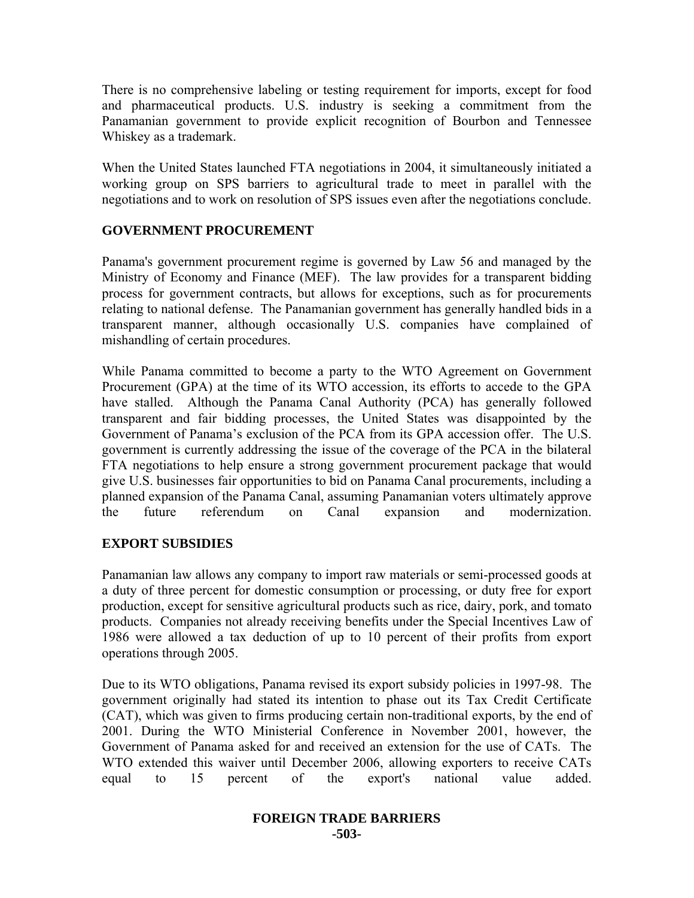There is no comprehensive labeling or testing requirement for imports, except for food and pharmaceutical products. U.S. industry is seeking a commitment from the Panamanian government to provide explicit recognition of Bourbon and Tennessee Whiskey as a trademark.

When the United States launched FTA negotiations in 2004, it simultaneously initiated a working group on SPS barriers to agricultural trade to meet in parallel with the negotiations and to work on resolution of SPS issues even after the negotiations conclude.

## GOVERNMENT PROCUREMENT

Panama's government procurement regime is governed by Law 56 and managed by the Ministry of Economy and Finance (MEF). The law provides for a transparent bidding process for government contracts, but allows for exceptions, such as for procurements relating to national defense. The Panamanian government has generally handled bids in a transparent manner, although occasionally U.S. companies have complained of mishandling of certain procedures.

While Panama committed to become a party to the WTO Agreement on Government Procurement (GPA) at the time of its WTO accession, its efforts to accede to the GPA have stalled. Although the Panama Canal Authority (PCA) has generally followed transparent and fair bidding processes, the United States was disappointed by the Government of Panama's exclusion of the PCA from its GPA accession offer. The U.S. government is currently addressing the issue of the coverage of the PCA in the bilateral FTA negotiations to help ensure a strong government procurement package that would give U.S. businesses fair opportunities to bid on Panama Canal procurements, including a planned expansion of the Panama Canal, assuming Panamanian voters ultimately approve the future referendum on Canal expansion and modernization.

## EXPORT SUBSIDIES

Panamanian law allows any company to import raw materials or semi-processed goods at a duty of three percent for domestic consumption or processing, or duty free for export production, except for sensitive agricultural products such as rice, dairy, pork, and tomato products. Companies not already receiving benefits under the Special Incentives Law of 1986 were allowed a tax deduction of up to 10 percent of their profits from export operations through 2005.

Due to its WTO obligations, Panama revised its export subsidy policies in 1997-98. The government originally had stated its intention to phase out its Tax Credit Certificate (CAT), which was given to firms producing certain non-traditional exports, by the end of 2001. During the WTO Ministerial Conference in November 2001, however, the Government of Panama asked for and received an extension for the use of CATs. The WTO extended this waiver until December 2006, allowing exporters to receive CATs equal to 15 percent of the export's national value added.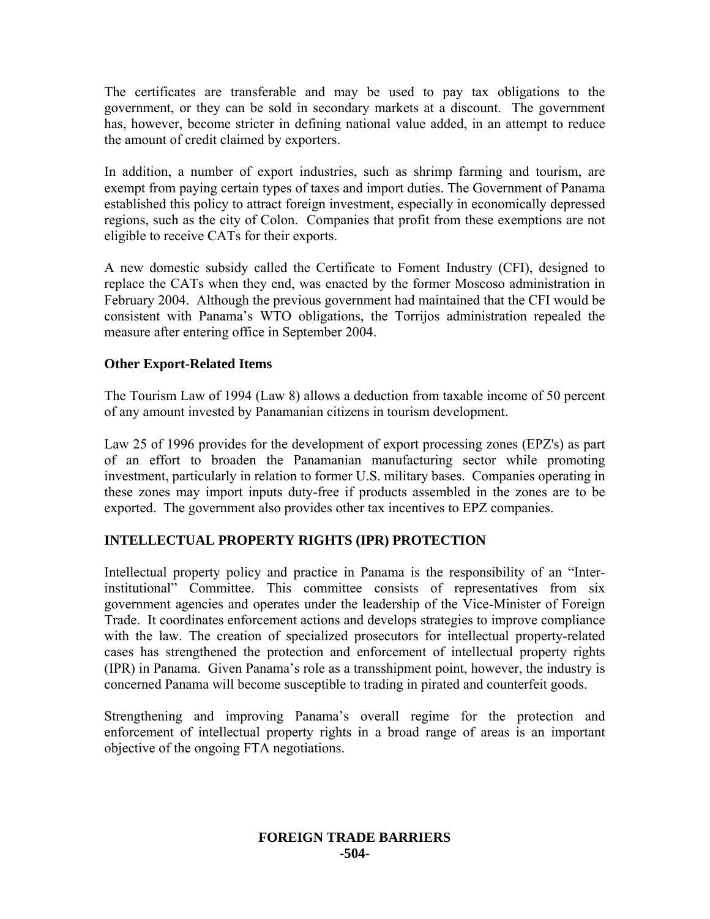The certificates are transferable and may be used to pay tax obligations to the government, or they can be sold in secondary markets at a discount. The government has, however, become stricter in defining national value added, in an attempt to reduce the amount of credit claimed by exporters.

In addition, a number of export industries, such as shrimp farming and tourism, are exempt from paying certain types of taxes and import duties. The Government of Panama established this policy to attract foreign investment, especially in economically depressed regions, such as the city of Colon. Companies that profit from these exemptions are not eligible to receive CATs for their exports.

A new domestic subsidy called the Certificate to Foment Industry (CFI), designed to replace the CATs when they end, was enacted by the former Moscoso administration in February 2004. Although the previous government had maintained that the CFI would be consistent with Panama's WTO obligations, the Torrijos administration repealed the measure after entering office in September 2004.

### Other Export-Related Items

The Tourism Law of 1994 (Law 8) allows a deduction from taxable income of 50 percent of any amount invested by Panamanian citizens in tourism development.

Law 25 of 1996 provides for the development of export processing zones (EPZ's) as part of an effort to broaden the Panamanian manufacturing sector while promoting investment, particularly in relation to former U.S. military bases. Companies operating in these zones may import inputs duty-free if products assembled in the zones are to be exported. The government also provides other tax incentives to EPZ companies.

## INTELLECTUAL PROPERTY RIGHTS (IPR) PROTECTION

Intellectual property policy and practice in Panama is the responsibility of an "Inter-institutional" Committee. This committee consists of representatives from six government agencies and operates under the leadership of the Vice-Minister of Foreign Trade. It coordinates enforcement actions and develops strategies to improve compliance with the law. The creation of specialized prosecutors for intellectual property-related cases has strengthened the protection and enforcement of intellectual property rights (IPR) in Panama. Given Panama's role as a transshipment point, however, the industry is concerned Panama will become susceptible to trading in pirated and counterfeit goods.

Strengthening and improving Panama's overall regime for the protection and enforcement of intellectual property rights in a broad range of areas is an important objective of the ongoing FTA negotiations.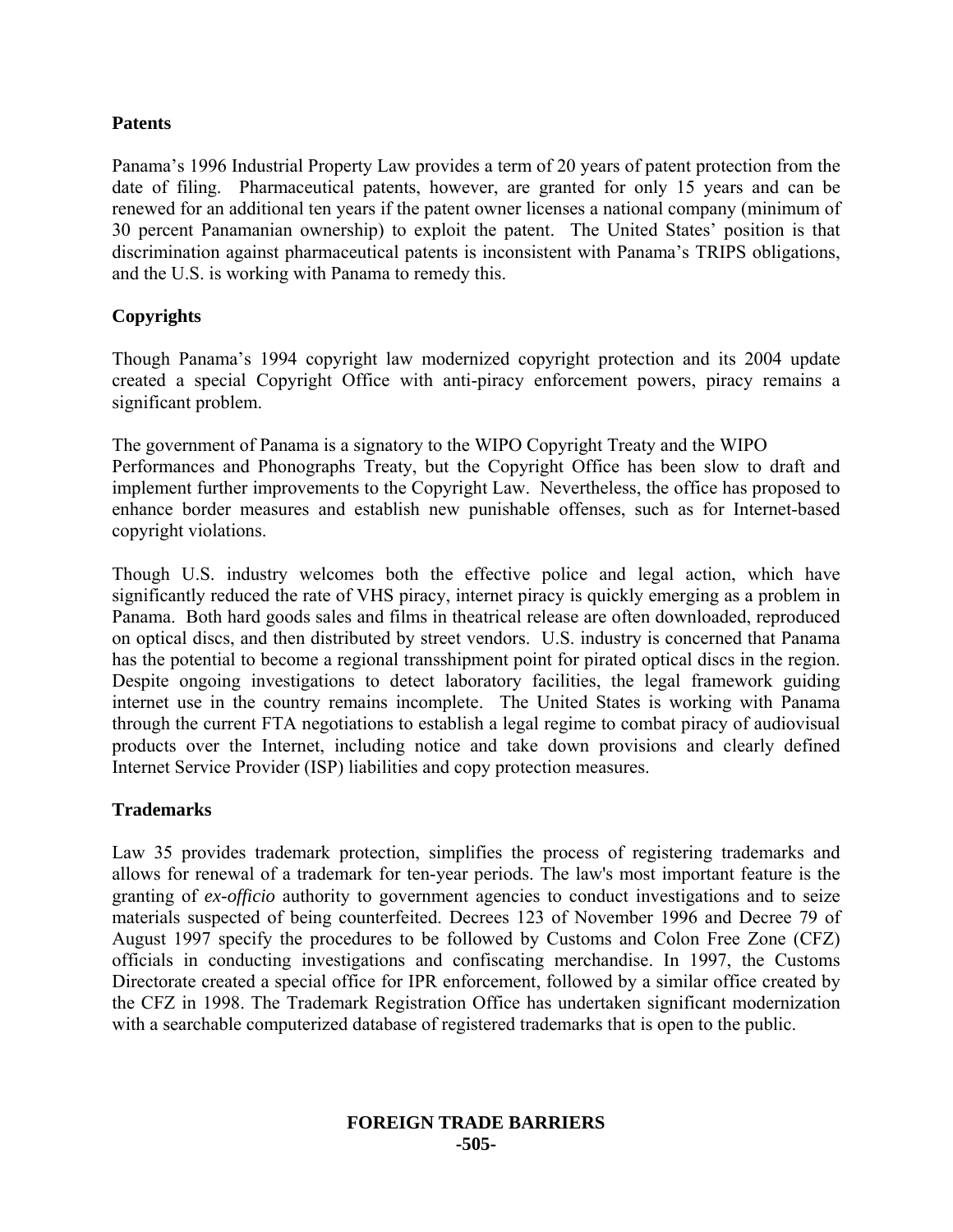### Patents

Panama's 1996 Industrial Property Law provides a term of 20 years of patent protection from the date of filing. Pharmaceutical patents, however, are granted for only 15 years and can be renewed for an additional ten years if the patent owner licenses a national company (minimum of 30 percent Panamanian ownership) to exploit the patent. The United States' position is that discrimination against pharmaceutical patents is inconsistent with Panama's TRIPS obligations, and the U.S. is working with Panama to remedy this.

### Copyrights

Though Panama's 1994 copyright law modernized copyright protection and its 2004 update created a special Copyright Office with anti-piracy enforcement powers, piracy remains a significant problem.

The government of Panama is a signatory to the WIPO Copyright Treaty and the WIPO Performances and Phonographs Treaty, but the Copyright Office has been slow to draft and implement further improvements to the Copyright Law. Nevertheless, the office has proposed to enhance border measures and establish new punishable offenses, such as for Internet-based copyright violations.

Though U.S. industry welcomes both the effective police and legal action, which have significantly reduced the rate of VHS piracy, internet piracy is quickly emerging as a problem in Panama. Both hard goods sales and films in theatrical release are often downloaded, reproduced on optical discs, and then distributed by street vendors. U.S. industry is concerned that Panama has the potential to become a regional transshipment point for pirated optical discs in the region. Despite ongoing investigations to detect laboratory facilities, the legal framework guiding internet use in the country remains incomplete. The United States is working with Panama through the current FTA negotiations to establish a legal regime to combat piracy of audiovisual products over the Internet, including notice and take down provisions and clearly defined Internet Service Provider (ISP) liabilities and copy protection measures.

### Trademarks

Law 35 provides trademark protection, simplifies the process of registering trademarks and allows for renewal of a trademark for ten-year periods. The law's most important feature is the granting of *ex-officio* authority to government agencies to conduct investigations and to seize materials suspected of being counterfeited. Decrees 123 of November 1996 and Decree 79 of August 1997 specify the procedures to be followed by Customs and Colon Free Zone (CFZ) officials in conducting investigations and confiscating merchandise. In 1997, the Customs Directorate created a special office for IPR enforcement, followed by a similar office created by the CFZ in 1998. The Trademark Registration Office has undertaken significant modernization with a searchable computerized database of registered trademarks that is open to the public.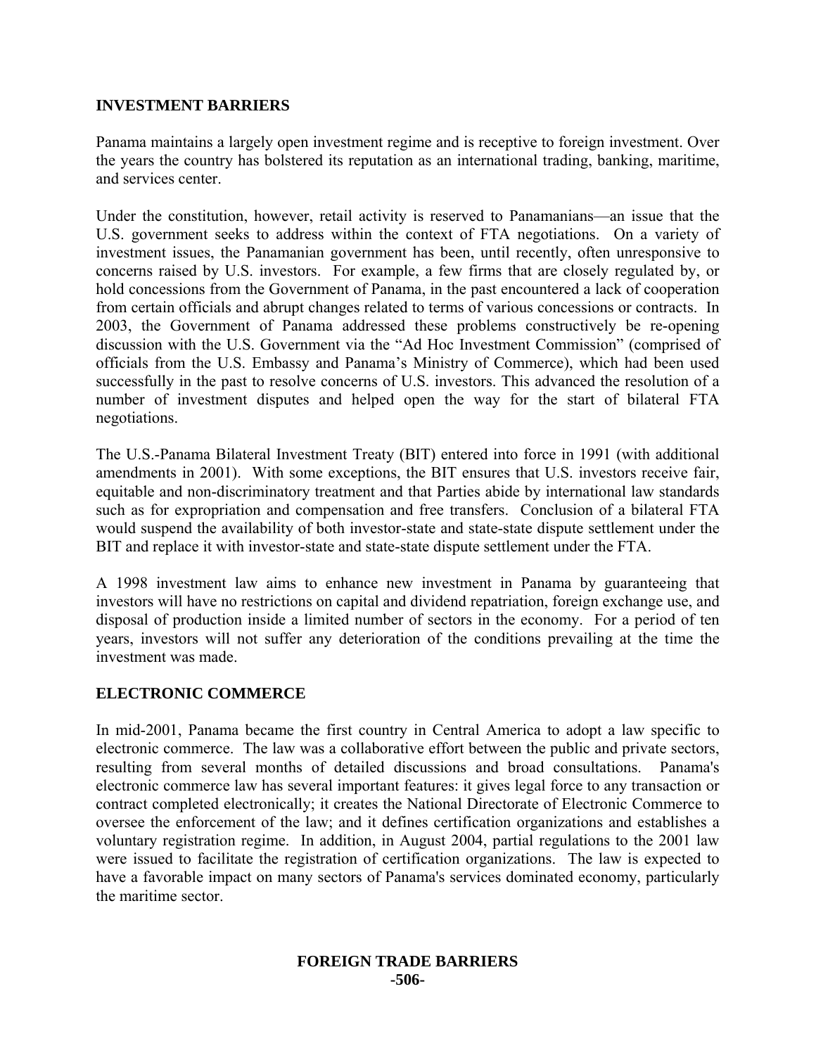## INVESTMENT BARRIERS

Panama maintains a largely open investment regime and is receptive to foreign investment. Over the years the country has bolstered its reputation as an international trading, banking, maritime, and services center.

Under the constitution, however, retail activity is reserved to Panamanians—an issue that the U.S. government seeks to address within the context of FTA negotiations. On a variety of investment issues, the Panamanian government has been, until recently, often unresponsive to concerns raised by U.S. investors. For example, a few firms that are closely regulated by, or hold concessions from the Government of Panama, in the past encountered a lack of cooperation from certain officials and abrupt changes related to terms of various concessions or contracts. In 2003, the Government of Panama addressed these problems constructively be re-opening discussion with the U.S. Government via the "Ad Hoc Investment Commission" (comprised of officials from the U.S. Embassy and Panama's Ministry of Commerce), which had been used successfully in the past to resolve concerns of U.S. investors. This advanced the resolution of a number of investment disputes and helped open the way for the start of bilateral FTA negotiations.

The U.S.-Panama Bilateral Investment Treaty (BIT) entered into force in 1991 (with additional amendments in 2001). With some exceptions, the BIT ensures that U.S. investors receive fair, equitable and non-discriminatory treatment and that Parties abide by international law standards such as for expropriation and compensation and free transfers. Conclusion of a bilateral FTA would suspend the availability of both investor-state and state-state dispute settlement under the BIT and replace it with investor-state and state-state dispute settlement under the FTA.

A 1998 investment law aims to enhance new investment in Panama by guaranteeing that investors will have no restrictions on capital and dividend repatriation, foreign exchange use, and disposal of production inside a limited number of sectors in the economy. For a period of ten years, investors will not suffer any deterioration of the conditions prevailing at the time the investment was made.

## ELECTRONIC COMMERCE

In mid-2001, Panama became the first country in Central America to adopt a law specific to electronic commerce. The law was a collaborative effort between the public and private sectors, resulting from several months of detailed discussions and broad consultations. Panama's electronic commerce law has several important features: it gives legal force to any transaction or contract completed electronically; it creates the National Directorate of Electronic Commerce to oversee the enforcement of the law; and it defines certification organizations and establishes a voluntary registration regime. In addition, in August 2004, partial regulations to the 2001 law were issued to facilitate the registration of certification organizations. The law is expected to have a favorable impact on many sectors of Panama's services dominated economy, particularly the maritime sector.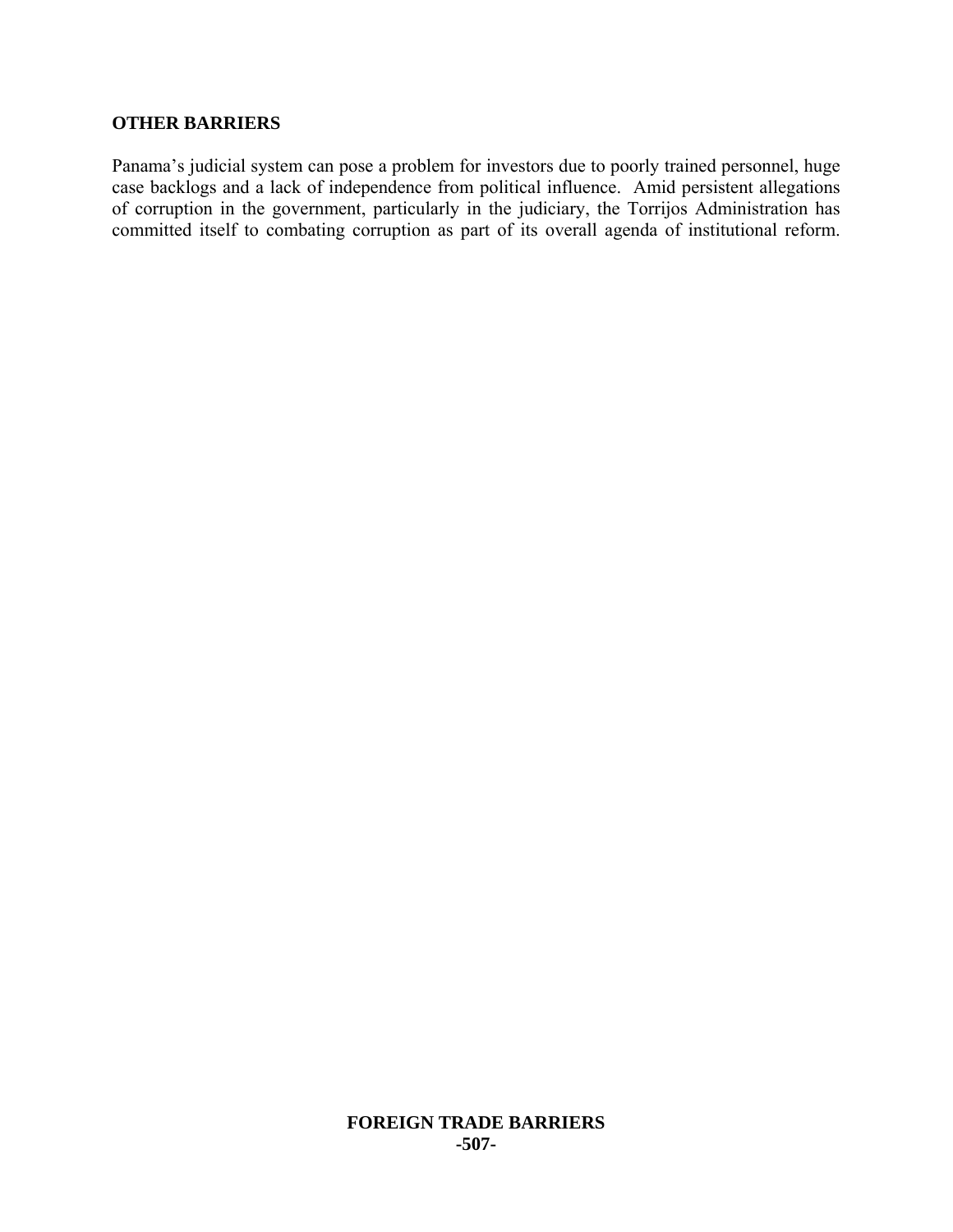## OTHER BARRIERS

Panama's judicial system can pose a problem for investors due to poorly trained personnel, huge case backlogs and a lack of independence from political influence. Amid persistent allegations of corruption in the government, particularly in the judiciary, the Torrijos Administration has committed itself to combating corruption as part of its overall agenda of institutional reform.